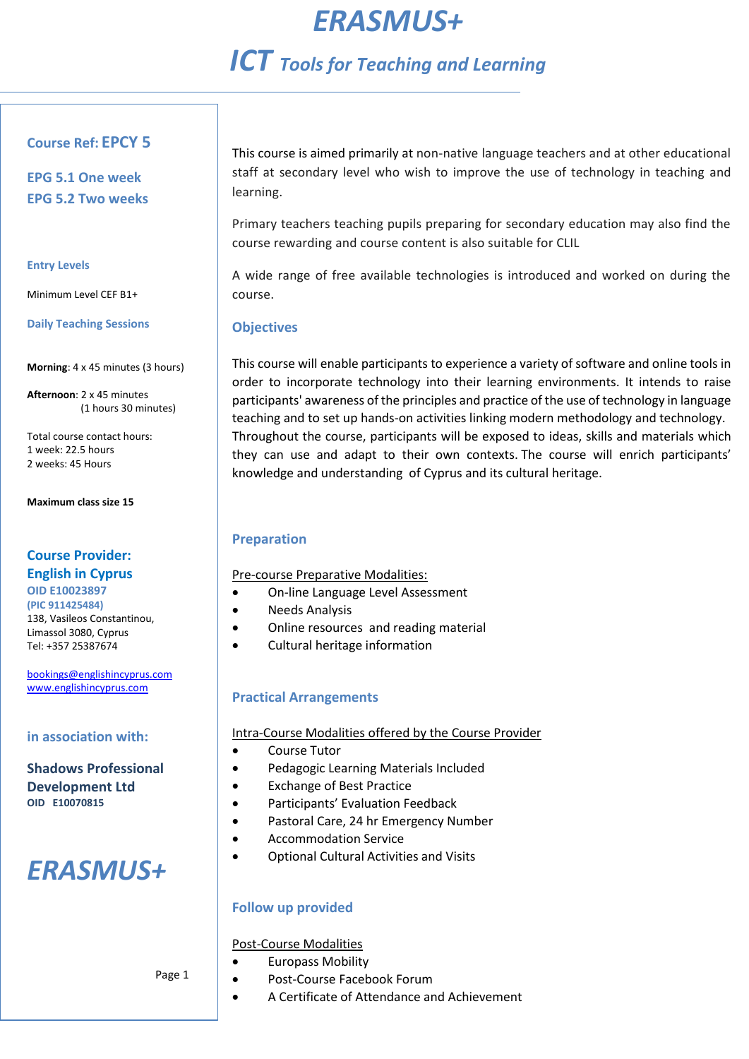# ERASMUS+

## ICT Tools for Teaching and Learning

**Course Ref: EPCY 5**

**EPG 5.1 One week**
**EPG 5.2 Two weeks**

**Entry Levels**

Minimum Level CEF B1+

**Daily Teaching Sessions**

**Morning**: 4 x 45 minutes (3 hours)

**Afternoon**: 2 x 45 minutes
(1 hours 30 minutes)

Total course contact hours:
1 week: 22.5 hours
2 weeks: 45 Hours

**Maximum class size 15**

**Course Provider:**
**English in Cyprus**
**OID E10023897**
**(PIC 911425484)**
138, Vasileos Constantinou,
Limassol 3080, Cyprus
Tel: +357 25387674

bookings@englishincyprus.com
www.englishincyprus.com

**in association with:**

**Shadows Professional Development Ltd**
**OID E10070815**

*ERASMUS+*

This course is aimed primarily at non-native language teachers and at other educational staff at secondary level who wish to improve the use of technology in teaching and learning.

Primary teachers teaching pupils preparing for secondary education may also find the course rewarding and course content is also suitable for CLIL

A wide range of free available technologies is introduced and worked on during the course.

### Objectives

This course will enable participants to experience a variety of software and online tools in order to incorporate technology into their learning environments. It intends to raise participants' awareness of the principles and practice of the use of technology in language teaching and to set up hands-on activities linking modern methodology and technology. Throughout the course, participants will be exposed to ideas, skills and materials which they can use and adapt to their own contexts. The course will enrich participants' knowledge and understanding of Cyprus and its cultural heritage.

### Preparation

Pre-course Preparative Modalities:

- On-line Language Level Assessment
- Needs Analysis
- Online resources and reading material
- Cultural heritage information

### Practical Arrangements

Intra-Course Modalities offered by the Course Provider

- Course Tutor
- Pedagogic Learning Materials Included
- Exchange of Best Practice
- Participants' Evaluation Feedback
- Pastoral Care, 24 hr Emergency Number
- Accommodation Service
- Optional Cultural Activities and Visits

### Follow up provided

Post-Course Modalities

- Europass Mobility
- Post-Course Facebook Forum
- A Certificate of Attendance and Achievement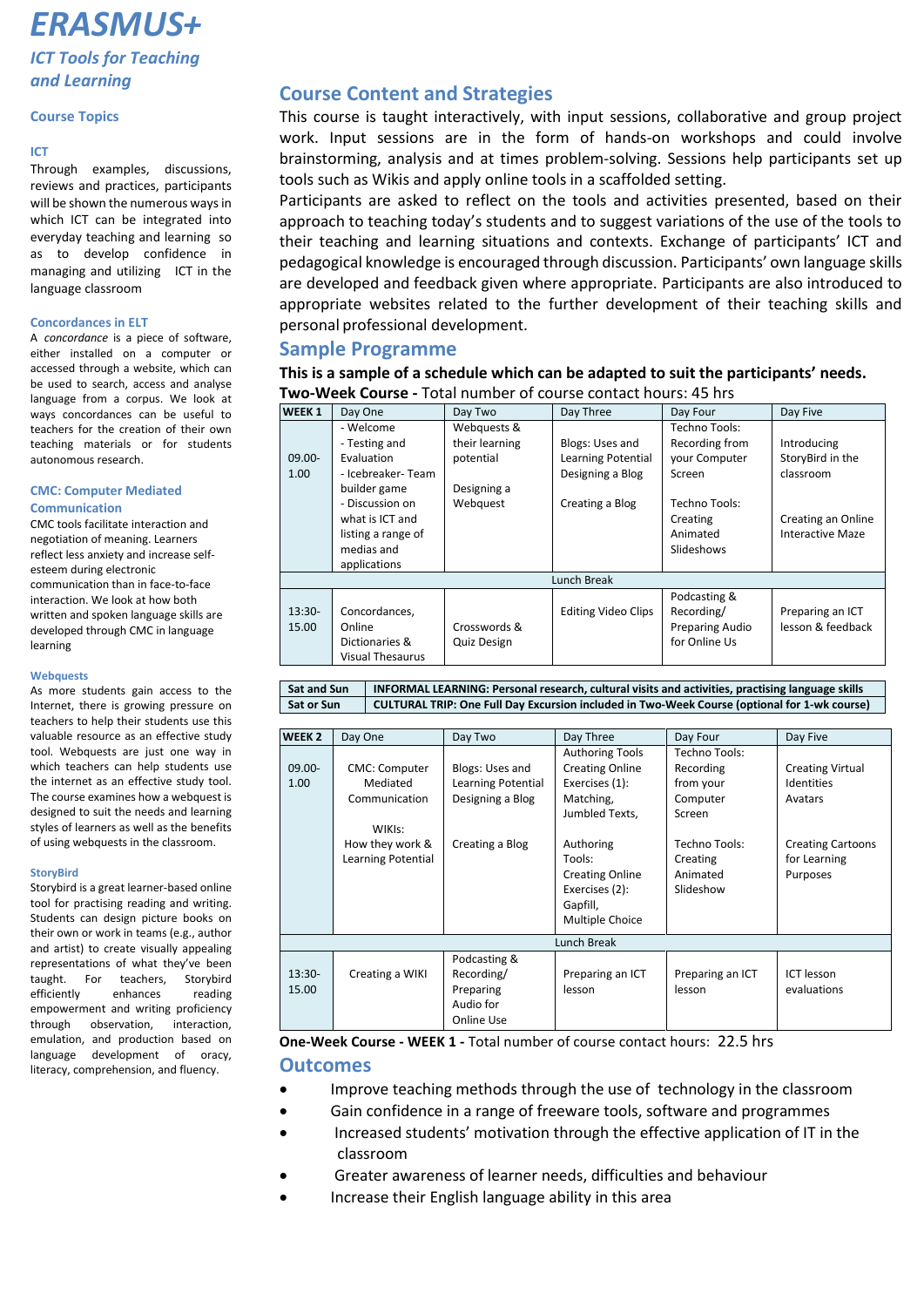# ERASMUS+

## *ICT Tools for Teaching and Learning*

### Course Topics

#### ICT

Through examples, discussions, reviews and practices, participants will be shown the numerous ways in which ICT can be integrated into everyday teaching and learning so as to develop confidence in managing and utilizing ICT in the language classroom

#### Concordances in ELT

A *concordance* is a piece of software, either installed on a computer or accessed through a website, which can be used to search, access and analyse language from a corpus. We look at ways concordances can be useful to teachers for the creation of their own teaching materials or for students autonomous research.

#### CMC: Computer Mediated Communication

CMC tools facilitate interaction and negotiation of meaning. Learners reflect less anxiety and increase self-esteem during electronic communication than in face-to-face interaction. We look at how both written and spoken language skills are developed through CMC in language learning

#### Webquests

As more students gain access to the Internet, there is growing pressure on teachers to help their students use this valuable resource as an effective study tool. Webquests are just one way in which teachers can help students use the internet as an effective study tool. The course examines how a webquest is designed to suit the needs and learning styles of learners as well as the benefits of using webquests in the classroom.

#### StoryBird

Storybird is a great learner-based online tool for practising reading and writing. Students can design picture books on their own or work in teams (e.g., author and artist) to create visually appealing representations of what they've been taught. For teachers, Storybird efficiently enhances reading empowerment and writing proficiency through observation, interaction, emulation, and production based on language development of oracy, literacy, comprehension, and fluency.

## Course Content and Strategies

This course is taught interactively, with input sessions, collaborative and group project work. Input sessions are in the form of hands-on workshops and could involve brainstorming, analysis and at times problem-solving. Sessions help participants set up tools such as Wikis and apply online tools in a scaffolded setting.

Participants are asked to reflect on the tools and activities presented, based on their approach to teaching today's students and to suggest variations of the use of the tools to their teaching and learning situations and contexts. Exchange of participants' ICT and pedagogical knowledge is encouraged through discussion. Participants' own language skills are developed and feedback given where appropriate. Participants are also introduced to appropriate websites related to the further development of their teaching skills and personal professional development.

## Sample Programme

**This is a sample of a schedule which can be adapted to suit the participants' needs.**

**Two-Week Course -** Total number of course contact hours: 45 hrs

| WEEK 1 | Day One | Day Two | Day Three | Day Four | Day Five |
|---|---|---|---|---|---|
| 09.00-1.00 | - Welcome<br>- Testing and Evaluation<br>- Icebreaker- Team builder game<br>- Discussion on what is ICT and listing a range of medias and applications | Webquests & their learning potential<br><br>Designing a Webquest | Blogs: Uses and Learning Potential<br>Designing a Blog<br><br>Creating a Blog | Techno Tools: Recording from your Computer Screen<br><br>Techno Tools: Creating Animated Slideshows | Introducing StoryBird in the classroom<br><br>Creating an Online Interactive Maze |
| | | | Lunch Break | | |
| 13:30-15.00 | Concordances, Online Dictionaries & Visual Thesaurus | Crosswords & Quiz Design | Editing Video Clips | Podcasting & Recording/ Preparing Audio for Online Us | Preparing an ICT lesson & feedback |

| | |
|---|---|
| **Sat and Sun** | **INFORMAL LEARNING: Personal research, cultural visits and activities, practising language skills** |
| **Sat or Sun** | **CULTURAL TRIP: One Full Day Excursion included in Two-Week Course (optional for 1-wk course)** |

| WEEK 2 | Day One | Day Two | Day Three | Day Four | Day Five |
|---|---|---|---|---|---|
| 09.00-1.00 | CMC: Computer Mediated Communication<br><br>WIKIs: How they work & Learning Potential | Blogs: Uses and Learning Potential<br>Designing a Blog<br><br>Creating a Blog | Authoring Tools<br>Creating Online Exercises (1): Matching, Jumbled Texts,<br><br>Authoring Tools: Creating Online Exercises (2): Gapfill, Multiple Choice | Techno Tools: Recording from your Computer Screen<br><br>Techno Tools: Creating Animated Slideshow | Creating Virtual Identities Avatars<br><br>Creating Cartoons for Learning Purposes |
| | | | Lunch Break | | |
| 13:30-15.00 | Creating a WIKI | Podcasting & Recording/ Preparing Audio for Online Use | Preparing an ICT lesson | Preparing an ICT lesson | ICT lesson evaluations |

**One-Week Course - WEEK 1 -** Total number of course contact hours: 22.5 hrs

## Outcomes

- Improve teaching methods through the use of technology in the classroom
- Gain confidence in a range of freeware tools, software and programmes
- Increased students' motivation through the effective application of IT in the classroom
- Greater awareness of learner needs, difficulties and behaviour
- Increase their English language ability in this area